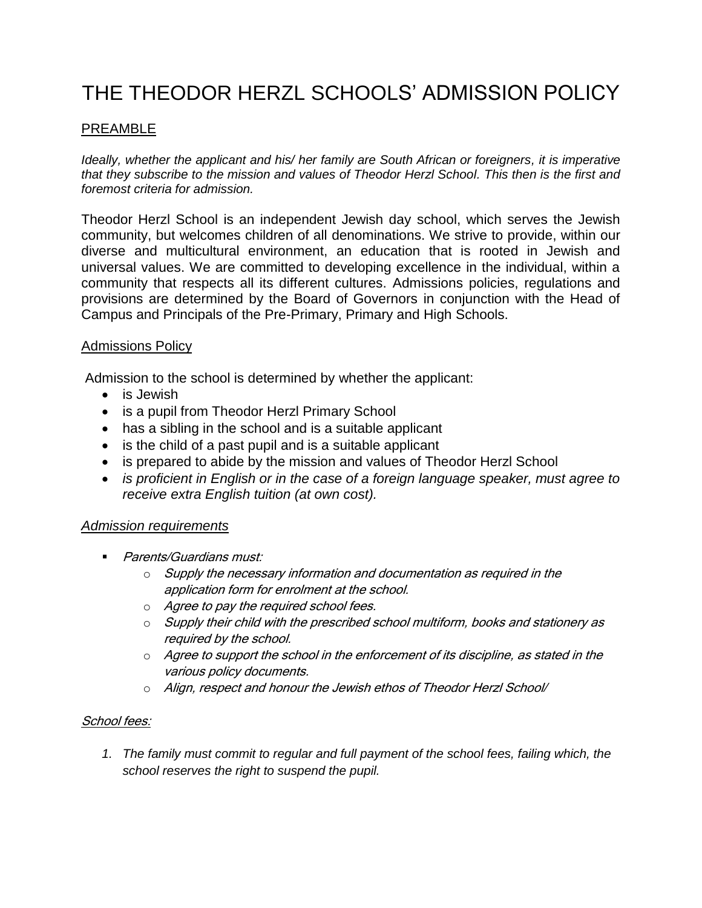# THE THEODOR HERZL SCHOOLS' ADMISSION POLICY

## PREAMBLE

*Ideally, whether the applicant and his/ her family are South African or foreigners, it is imperative that they subscribe to the mission and values of Theodor Herzl School. This then is the first and foremost criteria for admission.*

Theodor Herzl School is an independent Jewish day school, which serves the Jewish community, but welcomes children of all denominations. We strive to provide, within our diverse and multicultural environment, an education that is rooted in Jewish and universal values. We are committed to developing excellence in the individual, within a community that respects all its different cultures. Admissions policies, regulations and provisions are determined by the Board of Governors in conjunction with the Head of Campus and Principals of the Pre-Primary, Primary and High Schools.

### Admissions Policy

Admission to the school is determined by whether the applicant:

- is Jewish
- is a pupil from Theodor Herzl Primary School
- has a sibling in the school and is a suitable applicant
- is the child of a past pupil and is a suitable applicant
- is prepared to abide by the mission and values of Theodor Herzl School
- *is proficient in English or in the case of a foreign language speaker, must agree to receive extra English tuition (at own cost).*

### *Admission requirements*

- *Parents/Guardians must:*
  - *Supply the necessary information and documentation as required in the application form for enrolment at the school.*
  - *Agree to pay the required school fees.*
  - *Supply their child with the prescribed school multiform, books and stationery as required by the school.*
  - *Agree to support the school in the enforcement of its discipline, as stated in the various policy documents.*
  - *Align, respect and honour the Jewish ethos of Theodor Herzl School/*

### *School fees:*

1. *The family must commit to regular and full payment of the school fees, failing which, the school reserves the right to suspend the pupil.*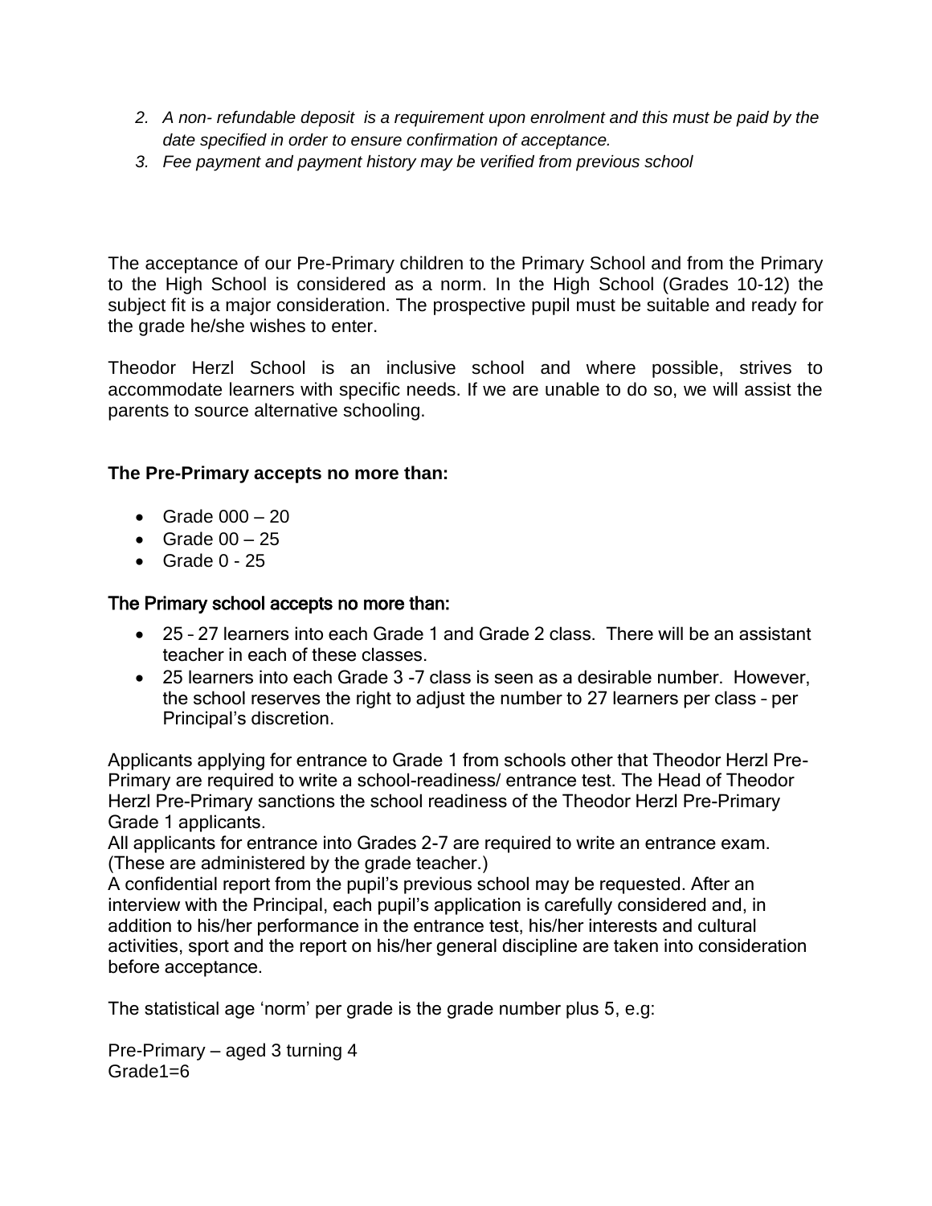2. *A non- refundable deposit  is a requirement upon enrolment and this must be paid by the date specified in order to ensure confirmation of acceptance.*
3. *Fee payment and payment history may be verified from previous school*

The acceptance of our Pre-Primary children to the Primary School and from the Primary to the High School is considered as a norm. In the High School (Grades 10-12) the subject fit is a major consideration. The prospective pupil must be suitable and ready for the grade he/she wishes to enter.

Theodor Herzl School is an inclusive school and where possible, strives to accommodate learners with specific needs. If we are unable to do so, we will assist the parents to source alternative schooling.

**The Pre-Primary accepts no more than:**

- Grade 000 – 20
- Grade 00 – 25
- Grade 0 - 25

**The Primary school accepts no more than:**

- 25 – 27 learners into each Grade 1 and Grade 2 class.  There will be an assistant teacher in each of these classes.
- 25 learners into each Grade 3 -7 class is seen as a desirable number.  However, the school reserves the right to adjust the number to 27 learners per class – per Principal's discretion.

Applicants applying for entrance to Grade 1 from schools other that Theodor Herzl Pre-Primary are required to write a school-readiness/ entrance test. The Head of Theodor Herzl Pre-Primary sanctions the school readiness of the Theodor Herzl Pre-Primary Grade 1 applicants.
All applicants for entrance into Grades 2-7 are required to write an entrance exam. (These are administered by the grade teacher.)
A confidential report from the pupil's previous school may be requested. After an interview with the Principal, each pupil's application is carefully considered and, in addition to his/her performance in the entrance test, his/her interests and cultural activities, sport and the report on his/her general discipline are taken into consideration before acceptance.

The statistical age 'norm' per grade is the grade number plus 5, e.g:

Pre-Primary – aged 3 turning 4
Grade1=6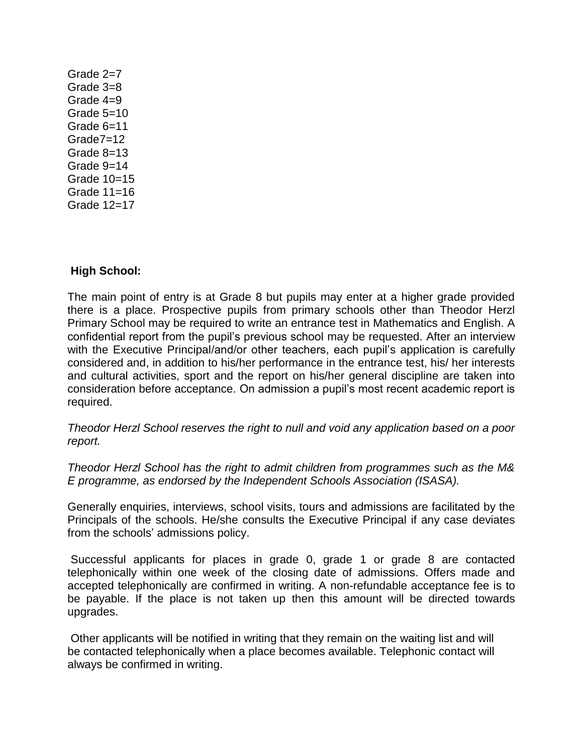Grade 2=7  
Grade 3=8  
Grade 4=9  
Grade 5=10  
Grade 6=11  
Grade7=12  
Grade 8=13  
Grade 9=14  
Grade 10=15  
Grade 11=16  
Grade 12=17

**High School:**

The main point of entry is at Grade 8 but pupils may enter at a higher grade provided there is a place. Prospective pupils from primary schools other than Theodor Herzl Primary School may be required to write an entrance test in Mathematics and English. A confidential report from the pupil's previous school may be requested. After an interview with the Executive Principal/and/or other teachers, each pupil's application is carefully considered and, in addition to his/her performance in the entrance test, his/ her interests and cultural activities, sport and the report on his/her general discipline are taken into consideration before acceptance. On admission a pupil's most recent academic report is required.

*Theodor Herzl School reserves the right to null and void any application based on a poor report.*

*Theodor Herzl School has the right to admit children from programmes such as the M& E programme, as endorsed by the Independent Schools Association (ISASA).*

Generally enquiries, interviews, school visits, tours and admissions are facilitated by the Principals of the schools. He/she consults the Executive Principal if any case deviates from the schools' admissions policy.

Successful applicants for places in grade 0, grade 1 or grade 8 are contacted telephonically within one week of the closing date of admissions. Offers made and accepted telephonically are confirmed in writing. A non-refundable acceptance fee is to be payable. If the place is not taken up then this amount will be directed towards upgrades.

Other applicants will be notified in writing that they remain on the waiting list and will be contacted telephonically when a place becomes available. Telephonic contact will always be confirmed in writing.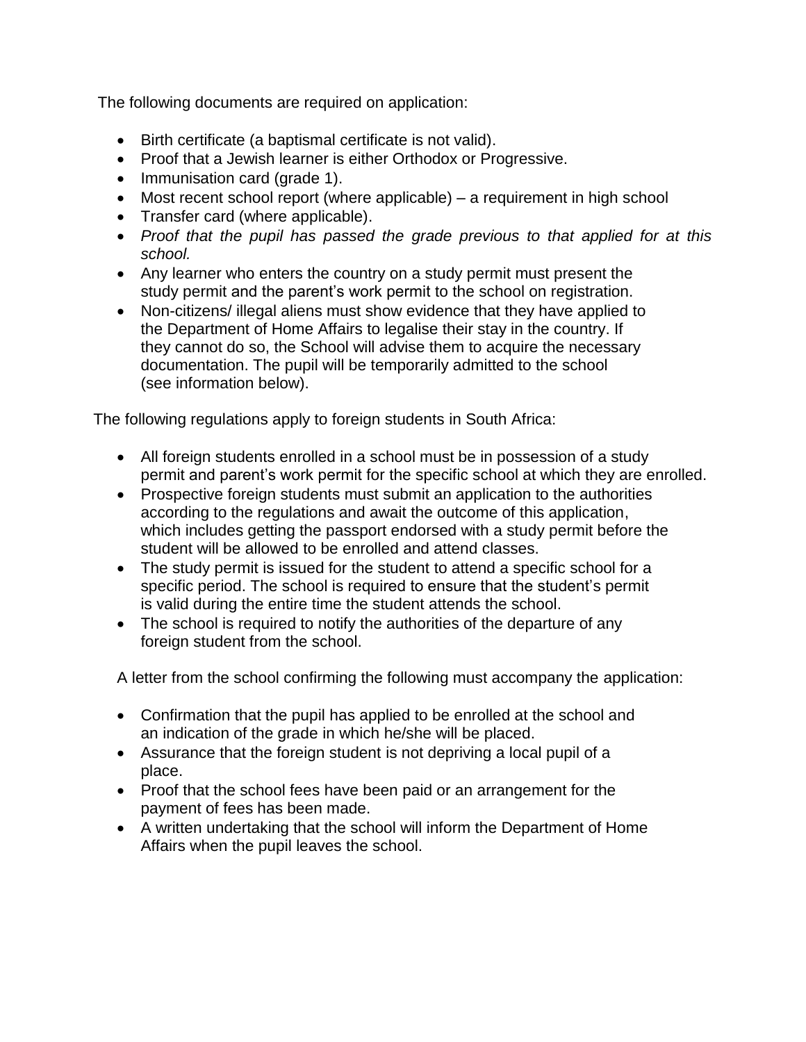The following documents are required on application:

- Birth certificate (a baptismal certificate is not valid).
- Proof that a Jewish learner is either Orthodox or Progressive.
- Immunisation card (grade 1).
- Most recent school report (where applicable) – a requirement in high school
- Transfer card (where applicable).
- *Proof that the pupil has passed the grade previous to that applied for at this school.*
- Any learner who enters the country on a study permit must present the study permit and the parent's work permit to the school on registration.
- Non-citizens/ illegal aliens must show evidence that they have applied to the Department of Home Affairs to legalise their stay in the country. If they cannot do so, the School will advise them to acquire the necessary documentation. The pupil will be temporarily admitted to the school (see information below).

The following regulations apply to foreign students in South Africa:

- All foreign students enrolled in a school must be in possession of a study permit and parent's work permit for the specific school at which they are enrolled.
- Prospective foreign students must submit an application to the authorities according to the regulations and await the outcome of this application, which includes getting the passport endorsed with a study permit before the student will be allowed to be enrolled and attend classes.
- The study permit is issued for the student to attend a specific school for a specific period. The school is required to ensure that the student's permit is valid during the entire time the student attends the school.
- The school is required to notify the authorities of the departure of any foreign student from the school.

A letter from the school confirming the following must accompany the application:

- Confirmation that the pupil has applied to be enrolled at the school and an indication of the grade in which he/she will be placed.
- Assurance that the foreign student is not depriving a local pupil of a place.
- Proof that the school fees have been paid or an arrangement for the payment of fees has been made.
- A written undertaking that the school will inform the Department of Home Affairs when the pupil leaves the school.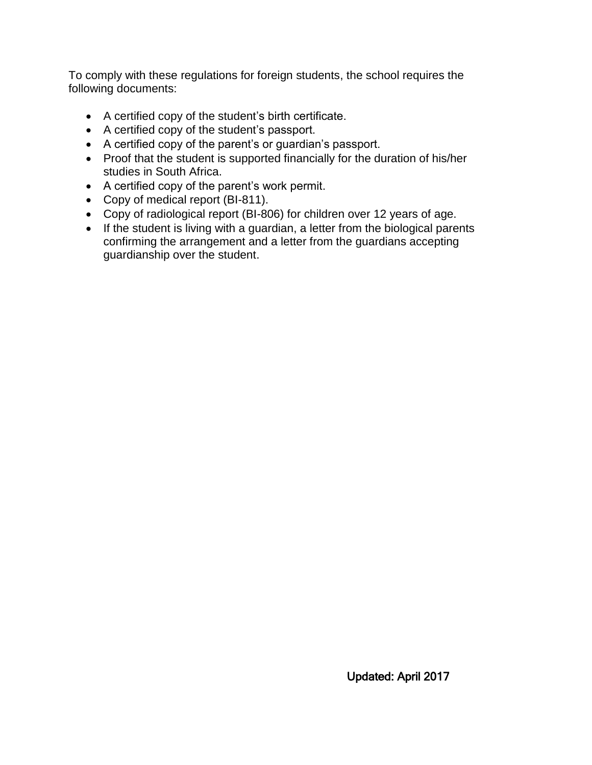To comply with these regulations for foreign students, the school requires the following documents:

- A certified copy of the student's birth certificate.
- A certified copy of the student's passport.
- A certified copy of the parent's or guardian's passport.
- Proof that the student is supported financially for the duration of his/her studies in South Africa.
- A certified copy of the parent's work permit.
- Copy of medical report (BI-811).
- Copy of radiological report (BI-806) for children over 12 years of age.
- If the student is living with a guardian, a letter from the biological parents confirming the arrangement and a letter from the guardians accepting guardianship over the student.

**Updated: April 2017**